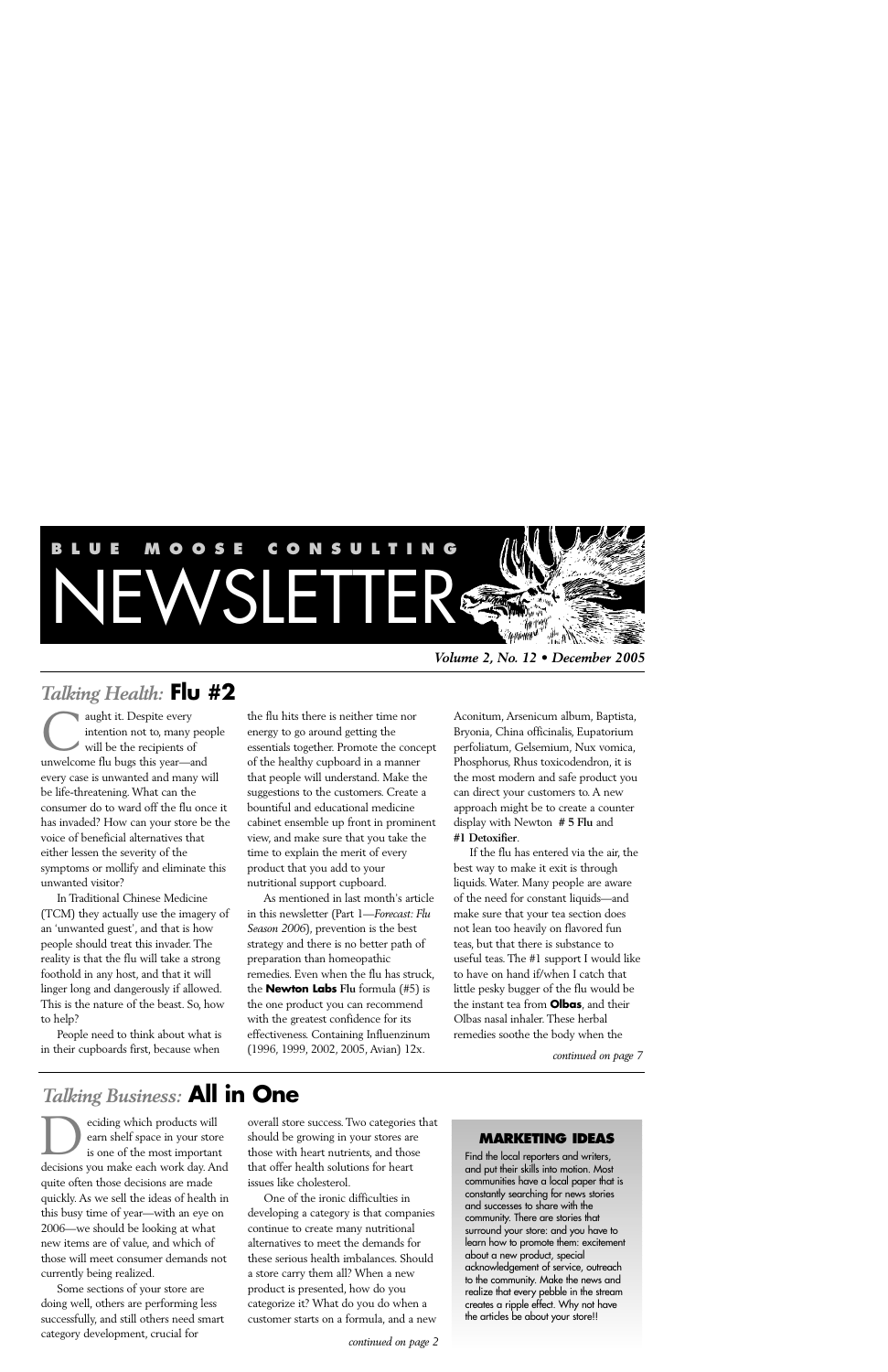# BLUE MOOSE CONSULTING NEWSLETTER

***Volume 2, No. 12 • December 2005***

## *Talking Health:* **Flu #2**

Caught it. Despite every intention not to, many people will be the recipients of unwelcome flu bugs this year—and every case is unwanted and many will be life-threatening. What can the consumer do to ward off the flu once it has invaded? How can your store be the voice of beneficial alternatives that either lessen the severity of the symptoms or mollify and eliminate this unwanted visitor?

In Traditional Chinese Medicine (TCM) they actually use the imagery of an 'unwanted guest', and that is how people should treat this invader. The reality is that the flu will take a strong foothold in any host, and that it will linger long and dangerously if allowed. This is the nature of the beast. So, how to help?

People need to think about what is in their cupboards first, because when the flu hits there is neither time nor energy to go around getting the essentials together. Promote the concept of the healthy cupboard in a manner that people will understand. Make the suggestions to the customers. Create a bountiful and educational medicine cabinet ensemble up front in prominent view, and make sure that you take the time to explain the merit of every product that you add to your nutritional support cupboard.

As mentioned in last month's article in this newsletter (Part 1—*Forecast: Flu Season 2006*), prevention is the best strategy and there is no better path of preparation than homeopathic remedies. Even when the flu has struck, the **Newton Labs** Flu formula (#5) is the one product you can recommend with the greatest confidence for its effectiveness. Containing Influenzinum (1996, 1999, 2002, 2005, Avian) 12x. Aconitum, Arsenicum album, Baptista, Bryonia, China officinalis, Eupatorium perfoliatum, Gelsemium, Nux vomica, Phosphorus, Rhus toxicodendron, it is the most modern and safe product you can direct your customers to. A new approach might be to create a counter display with Newton **# 5 Flu** and **#1 Detoxifier**.

If the flu has entered via the air, the best way to make it exit is through liquids. Water. Many people are aware of the need for constant liquids—and make sure that your tea section does not lean too heavily on flavored fun teas, but that there is substance to useful teas. The #1 support I would like to have on hand if/when I catch that little pesky bugger of the flu would be the instant tea from **Olbas**, and their Olbas nasal inhaler. These herbal remedies soothe the body when the

*continued on page 7*

## *Talking Business:* **All in One**

Deciding which products will earn shelf space in your store is one of the most important decisions you make each work day. And quite often those decisions are made quickly. As we sell the ideas of health in this busy time of year—with an eye on 2006—we should be looking at what new items are of value, and which of those will meet consumer demands not currently being realized.

Some sections of your store are doing well, others are performing less successfully, and still others need smart category development, crucial for overall store success. Two categories that should be growing in your stores are those with heart nutrients, and those that offer health solutions for heart issues like cholesterol.

One of the ironic difficulties in developing a category is that companies continue to create many nutritional alternatives to meet the demands for these serious health imbalances. Should a store carry them all? When a new product is presented, how do you categorize it? What do you do when a customer starts on a formula, and a new

*continued on page 2*

### MARKETING IDEAS

Find the local reporters and writers, and put their skills into motion. Most communities have a local paper that is constantly searching for news stories and successes to share with the community. There are stories that surround your store: and you have to learn how to promote them: excitement about a new product, special acknowledgement of service, outreach to the community. Make the news and realize that every pebble in the stream creates a ripple effect. Why not have the articles be about your store!!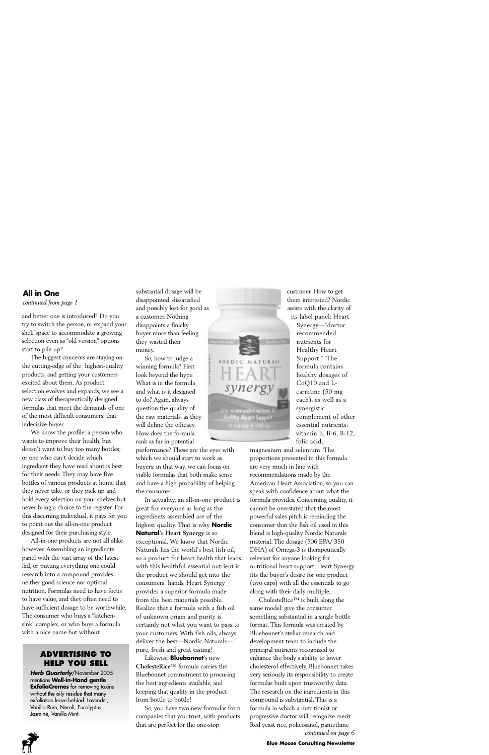## All in One

*continued from page 1*

and better one is introduced? Do you try to switch the person, or expand your shelf space to accommodate a growing selection even as "old version" options start to pile up?

The biggest concerns are staying on the cutting-edge of the highest-quality products, and getting your customers excited about them. As product selection evolves and expands, we see a new class of therapeutically designed formulas that meet the demands of one of the most difficult consumers: that indecisive buyer.

We know the profile: a person who wants to improve their health, but doesn't want to buy too many bottles; or one who can't decide which ingredient they have read about is best for their needs. They may have five bottles of various products at home that they never take, or they pick up and hold every selection on your shelves but never bring a choice to the register. For this discerning individual, it pays for you to point out the all-in-one product designed for their purchasing style.

All-in-one products are not all alike however. Assembling an ingredients panel with the vast array of the latest fad, or putting everything one could research into a compound provides neither good science nor optimal nutrition. Formulas need to have focus to have value, and they often need to have sufficient dosage to be worthwhile. The consumer who buys a "kitchen-sink" complex, or who buys a formula with a nice name but without substantial dosage will be disappointed, dissatisfied and possibly lost for good as a customer. Nothing disappoints a finicky buyer more than feeling they wasted their money.

So, how to judge a winning formula? First look beyond the hype. What is in the formula and what is it designed to do? Again, always question the quality of the raw materials, as they will define the efficacy. How does the formula rank as far in potential performance? These are the eyes with which we should start to work as buyers: in that way, we can focus on viable formulas that both make sense and have a high probability of helping the consumer.

In actuality, an all-in-one product is great for everyone as long as the ingredients assembled are of the highest quality. That is why **Nordic Natural**'s **Heart Synergy** is so exceptional. We know that Nordic Naturals has the world's best fish oil, so a product for heart health that leads with this healthful essential nutrient is the product we should get into the consumers' hands. Heart Synergy provides a superior formula made from the best materials possible. Realize that a formula with a fish oil of unknown origin and purity is certainly not what you want to pass to your customers. With fish oils, always deliver the best—Nordic Naturals—pure, fresh and great tasting!

Likewise, **Bluebonnet**'s new CholesteRice™ formula carries the Bluebonnet commitment to procuring the best ingredients available, and keeping that quality in the product from bottle to bottle!

So, you have two new formulas from companies that you trust, with products that are perfect for the one-stop customer. How to get them interested? Nordic assists with the clarity of its label panel: Heart Synergy—"doctor recommended nutrients for Healthy Heart Support." The formula contains healthy dosages of CoQ10 and L-carnitine (50 mg each), as well as a synergistic complement of other essential nutrients: vitamin E, B-6, B-12, folic acid, magnesium and selenium. The proportions presented in this formula are very much in line with recommendations made by the American Heart Association, so you can speak with confidence about what the formula provides. Concerning quality, it cannot be overstated that the most powerful sales pitch is reminding the consumer that the fish oil used in this blend is high-quality Nordic Naturals material. The dosage (506 EPA/ 350 DHA) of Omega-3 is therapeutically relevant for anyone looking for nutritional heart support. Heart Synergy fits the buyer's desire for one product (two caps) with all the essentials to go along with their daily multiple.

CholesteRice™ is built along the same model: give the consumer something substantial in a single bottle format. This formula was created by Bluebonnet's stellar research and development team to include the principal nutrients recognized to enhance the body's ability to lower cholesterol effectively. Bluebonnet takes very seriously its responsibility to create formulas built upon trustworthy data. The research on the ingredients in this compound is substantial. This is a formula in which a nutritionist or progressive doctor will recognize merit. Red yeast rice, policosanol, pantethine

*continued on page 6*

### ADVERTISING TO HELP YOU SELL

***Herb Quarterly***/November 2005 mentions **Well-in-Hand gentle ExfoliaCremes** for removing toxins without the oily residue that many exfoliators leave behind. Lavender, Vanilla Rum, Neroli, Eucalyptus, Jasmine, Vanilla Mint.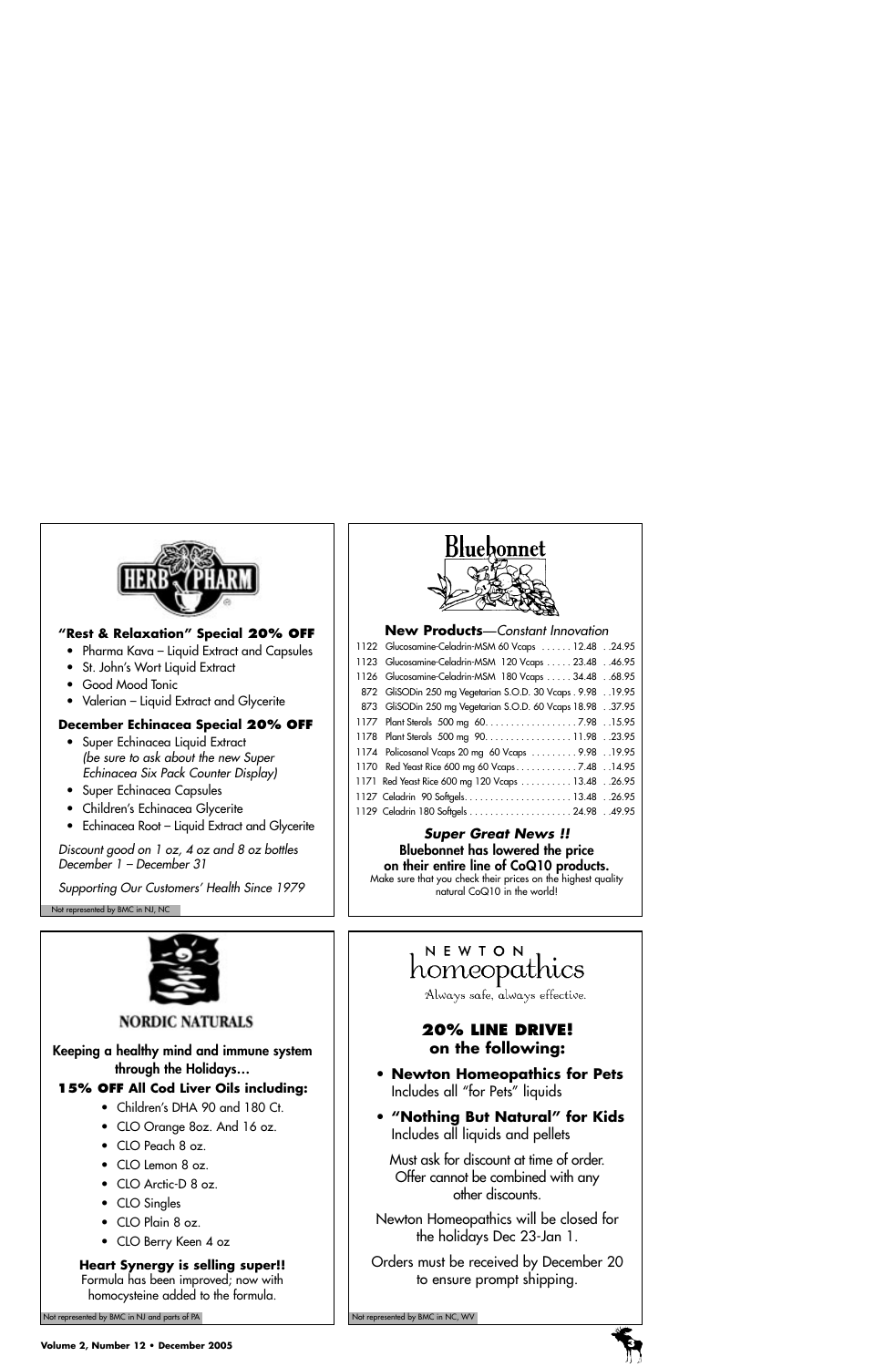## HERB PHARM

**"Rest & Relaxation" Special 20% OFF**

- Pharma Kava – Liquid Extract and Capsules
- St. John's Wort Liquid Extract
- Good Mood Tonic
- Valerian – Liquid Extract and Glycerite

**December Echinacea Special 20% OFF**

- Super Echinacea Liquid Extract *(be sure to ask about the new Super Echinacea Six Pack Counter Display)*
- Super Echinacea Capsules
- Children's Echinacea Glycerite
- Echinacea Root – Liquid Extract and Glycerite

*Discount good on 1 oz, 4 oz and 8 oz bottles December 1 – December 31*

*Supporting Our Customers' Health Since 1979*

Not represented by BMC in NJ, NC

## Bluebonnet

**New Products**—*Constant Innovation*

| | | | |
|---|---|---|---|
| 1122 | Glucosamine-Celadrin-MSM 60 Vcaps | 12.48 | 24.95 |
| 1123 | Glucosamine-Celadrin-MSM 120 Vcaps | 23.48 | 46.95 |
| 1126 | Glucosamine-Celadrin-MSM 180 Vcaps | 34.48 | 68.95 |
| 872 | GliSODin 250 mg Vegetarian S.O.D. 30 Vcaps | 9.98 | 19.95 |
| 873 | GliSODin 250 mg Vegetarian S.O.D. 60 Vcaps | 18.98 | 37.95 |
| 1177 | Plant Sterols 500 mg 60 | 7.98 | 15.95 |
| 1178 | Plant Sterols 500 mg 90 | 11.98 | 23.95 |
| 1174 | Policosanol Vcaps 20 mg 60 Vcaps | 9.98 | 19.95 |
| 1170 | Red Yeast Rice 600 mg 60 Vcaps | 7.48 | 14.95 |
| 1171 | Red Yeast Rice 600 mg 120 Vcaps | 13.48 | 26.95 |
| 1127 | Celadrin 90 Softgels | 13.48 | 26.95 |
| 1129 | Celadrin 180 Softgels | 24.98 | 49.95 |

***Super Great News !!***

**Bluebonnet has lowered the price on their entire line of CoQ10 products.**

Make sure that you check their prices on the highest quality natural CoQ10 in the world!

## NORDIC NATURALS

**Keeping a healthy mind and immune system through the Holidays…**

**15% OFF All Cod Liver Oils including:**

- Children's DHA 90 and 180 Ct.
- CLO Orange 8oz. And 16 oz.
- CLO Peach 8 oz.
- CLO Lemon 8 oz.
- CLO Arctic-D 8 oz.
- CLO Singles
- CLO Plain 8 oz.
- CLO Berry Keen 4 oz

**Heart Synergy is selling super!!**

Formula has been improved; now with homocysteine added to the formula.

Not represented by BMC in NJ and parts of PA

## NEWTON homeopathics

*Always safe, always effective.*

**20% LINE DRIVE! on the following:**

- **Newton Homeopathics for Pets** Includes all "for Pets" liquids
- **"Nothing But Natural" for Kids** Includes all liquids and pellets

Must ask for discount at time of order. Offer cannot be combined with any other discounts.

Newton Homeopathics will be closed for the holidays Dec 23-Jan 1.

Orders must be received by December 20 to ensure prompt shipping.

Not represented by BMC in NC, WV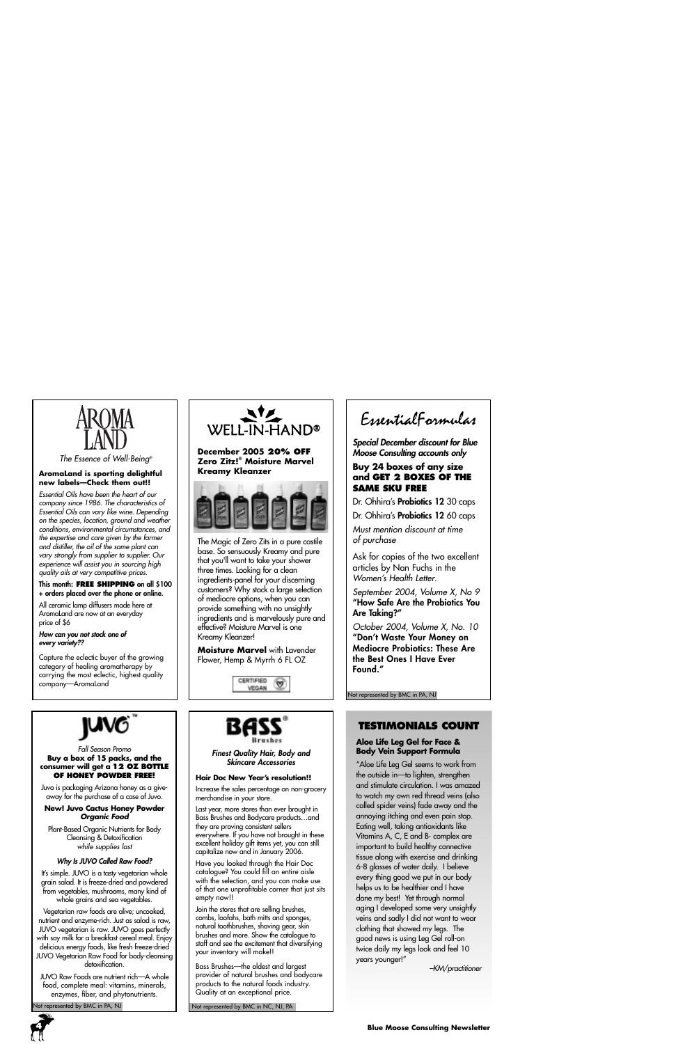## AROMA LAND

*The Essence of Well-Being®*

**AromaLand is sporting delightful new labels—Check them out!!**

*Essential Oils have been the heart of our company since 1986. The characteristics of Essential Oils can vary like wine. Depending on the species, location, ground and weather conditions, environmental circumstances, and the expertise and care given by the farmer and distiller, the oil of the same plant can vary strongly from supplier to supplier. Our experience will assist you in sourcing high quality oils at very competitive prices.*

**This month: FREE SHIPPING on all $100 + orders placed over the phone or online.**

All ceramic lamp diffusers made here at AromaLand are now at an everyday price of $6

***How can you not stock one of every variety??***

Capture the eclectic buyer of the growing category of healing aromatherapy by carrying the most eclectic, highest quality company—AromaLand

## WELL-IN-HAND®

**December 2005 20% OFF Zero Zitz!® Moisture Marvel Kreamy Kleanzer**

The Magic of Zero Zits in a pure castile base. So sensuously Kreamy and pure that you'll want to take your shower three times. Looking for a clean ingredients-panel for your discerning customers? Why stock a large selection of mediocre options, when you can provide something with no unsightly ingredients and is marvelously pure and effective? Moisture Marvel is one Kreamy Kleanzer!

**Moisture Marvel** with Lavender Flower, Hemp & Myrrh 6 FL OZ

CERTIFIED VEGAN

## EssentialFormulas

***Special December discount for Blue Moose Consulting accounts only***

**Buy 24 boxes of any size and GET 2 BOXES OF THE SAME SKU FREE**

Dr. Ohhira's **Probiotics 12** 30 caps

Dr. Ohhira's **Probiotics 12** 60 caps

*Must mention discount at time of purchase*

Ask for copies of the two excellent articles by Nan Fuchs in the *Women's Health Letter*.

*September 2004, Volume X, No 9* **"How Safe Are the Probiotics You Are Taking?"**

*October 2004, Volume X, No. 10* **"Don't Waste Your Money on Mediocre Probiotics: These Are the Best Ones I Have Ever Found."**

Not represented by BMC in PA, NJ

## JUVO™

*Fall Season Promo*

**Buy a box of 15 packs, and the consumer will get a 12 OZ BOTTLE OF HONEY POWDER FREE!**

Juvo is packaging Arizona honey as a give-away for the purchase of a case of Juvo.

**New! Juvo Cactus Honey Powder *Organic Food***

Plant-Based Organic Nutrients for Body Cleansing & Detoxification *while supplies last*

***Why Is JUVO Called Raw Food?***

It's simple. JUVO is a tasty vegetarian whole grain salad. It is freeze-dried and powdered from vegetables, mushrooms, many kind of whole grains and sea vegetables.

Vegetarian raw foods are alive; uncooked, nutrient and enzyme-rich. Just as salad is raw, JUVO vegetarian is raw. JUVO goes perfectly with soy milk for a breakfast cereal meal. Enjoy delicious energy foods, like fresh freeze-dried JUVO Vegetarian Raw Food for body-cleansing detoxification.

JUVO Raw Foods are nutrient rich—A whole food, complete meal: vitamins, minerals, enzymes, fiber, and phytonutrients.

Not represented by BMC in PA, NJ

## BASS® Brushes

***Finest Quality Hair, Body and Skincare Accessories***

**Hair Doc New Year's resolution!!**

Increase the sales percentage on non-grocery merchandise in your store.

Last year, more stores than ever brought in Bass Brushes and Bodycare products…and they are proving consistent sellers everywhere. If you have not brought in these excellent holiday gift items yet, you can still capitalize now and in January 2006.

Have you looked through the Hair Doc catalogue? You could fill an entire aisle with the selection, and you can make use of that one unprofitable corner that just sits empty now!!

Join the stores that are selling brushes, combs, loofahs, bath mitts and sponges, natural toothbrushes, shaving gear, skin brushes and more. Show the catalogue to staff and see the excitement that diversifying your inventory will make!!

Bass Brushes—the oldest and largest provider of natural brushes and bodycare products to the natural foods industry. Quality at an exceptional price.

Not represented by BMC in NC, NJ, PA

## TESTIMONIALS COUNT

**Aloe Life Leg Gel for Face & Body Vein Support Formula**

"Aloe Life Leg Gel seems to work from the outside in—to lighten, strengthen and stimulate circulation. I was amazed to watch my own red thread veins (also called spider veins) fade away and the annoying itching and even pain stop. Eating well, taking antioxidants like Vitamins A, C, E and B- complex are important to build healthy connective tissue along with exercise and drinking 6-8 glasses of water daily. I believe every thing good we put in our body helps us to be healthier and I have done my best! Yet through normal aging I developed some very unsightly veins and sadly I did not want to wear clothing that showed my legs. The good news is using Leg Gel roll-on twice daily my legs look and feel 10 years younger!"

*–KM/practitioner*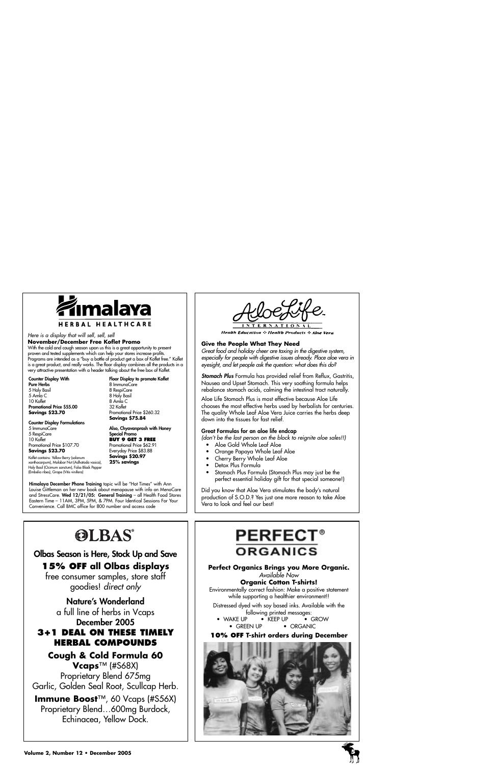# Himalaya

HERBAL HEALTHCARE

*Here is a display that will sell, sell, sell*

**November/December Free Koflet Promo**

With the cold and cough season upon us this is a great opportunity to present proven and tested supplements which can help your stores increase profits. Programs are intended as a "buy a bottle of product get a box of Koflet free." Koflet is a great product, and really works. The floor display combines all the products in a very attractive presentation with a header talking about the free box of Koflet.

**Counter Display With Pure Herbs**
5 Holy Basil
5 Amla C
10 Koflet
**Promotional Price $55.00**
**Savings $23.70**

**Counter Display Formulations**
5 ImmunoCare
5 RespiCare
10 Koflet
Promotional Price $107.70
**Savings $23.70**

Koflet contains: Yellow Berry (solanum xanthocarpum), Malabar Nut (Adhatoda vasica), Holy Basil (Ocimum sanctum), False Black Pepper (Embelia ribes), Grape (Vitis vinifera)

**Floor Display to promote Koflet**
8 ImmunoCare
8 RespiCare
8 Holy Basil
8 Amla C
32 Koflet
Promotional Price $260.32
**Savings $75.84**

**Also, Chyavanprash with Honey Special Promo**
**BUY 9 GET 3 FREE**
Promotional Price $62.91
Everyday Price $83.88
**Savings $20.97**
**25% savings**

**Himalaya December Phone Training** topic will be "Hot Times" with Ann Louise Gittleman on her new book about menopause with info on MenoCare and StressCare. **Wed 12/21/05: General Training** – all Health Food Stores Eastern Time – 11AM, 3PM, 5PM, & 7PM. Four Identical Sessions For Your Convenience. Call BMC office for 800 number and access code

# AloeLife

INTERNATIONAL

*Health Education ✣ Health Products ✣ Aloe Vera*

**Give the People What They Need**

*Great food and holiday cheer are taxing in the digestive system, especially for people with digestive issues already. Place aloe vera in eyesight, and let people ask the question: what does this do?*

***Stomach Plus*** Formula has provided relief from Reflux, Gastritis, Nausea and Upset Stomach. This very soothing formula helps rebalance stomach acids, calming the intestinal tract naturally.

Aloe Life Stomach Plus is most effective because Aloe Life chooses the most effective herbs used by herbalists for centuries. The quality Whole Leaf Aloe Vera Juice carries the herbs deep down into the tissues for fast relief.

**Great Formulas for an aloe life endcap**
*(don't be the last person on the block to reignite aloe sales!!)*

- Aloe Gold Whole Leaf Aloe
- Orange Papaya Whole Leaf Aloe
- Cherry Berry Whole Leaf Aloe
- Detox Plus Formula
- Stomach Plus Formula (Stomach Plus may just be the perfect essential holiday gift for that special someone!)

Did you know that Aloe Vera stimulates the body's natural production of S.O.D.? Yes just one more reason to take Aloe Vera to look and feel our best!

# OLBAS®

**Olbas Season is Here, Stock Up and Save**

**15% OFF all Olbas displays**

free consumer samples, store staff goodies! *direct only*

**Nature's Wonderland**

a full line of herbs in Vcaps

**December 2005**

**3+1 DEAL ON THESE TIMELY HERBAL COMPOUNDS**

**Cough & Cold Formula 60 Vcaps**™ (#S68X)
Proprietary Blend 675mg
Garlic, Golden Seal Root, Scullcap Herb.

**Immune Boost**™, 60 Vcaps (#S56X)
Proprietary Blend…600mg Burdock, Echinacea, Yellow Dock.

# PERFECT® ORGANICS

**Perfect Organics Brings you More Organic.**
*Available Now*
**Organic Cotton T-shirts!**

Environmentally correct fashion: Make a positive statement while supporting a healthier environment!!

Distressed dyed with soy based inks. Available with the following printed messages:

- WAKE UP
- KEEP UP
- GROW
- GREEN UP
- ORGANIC

**10% OFF T-shirt orders during December**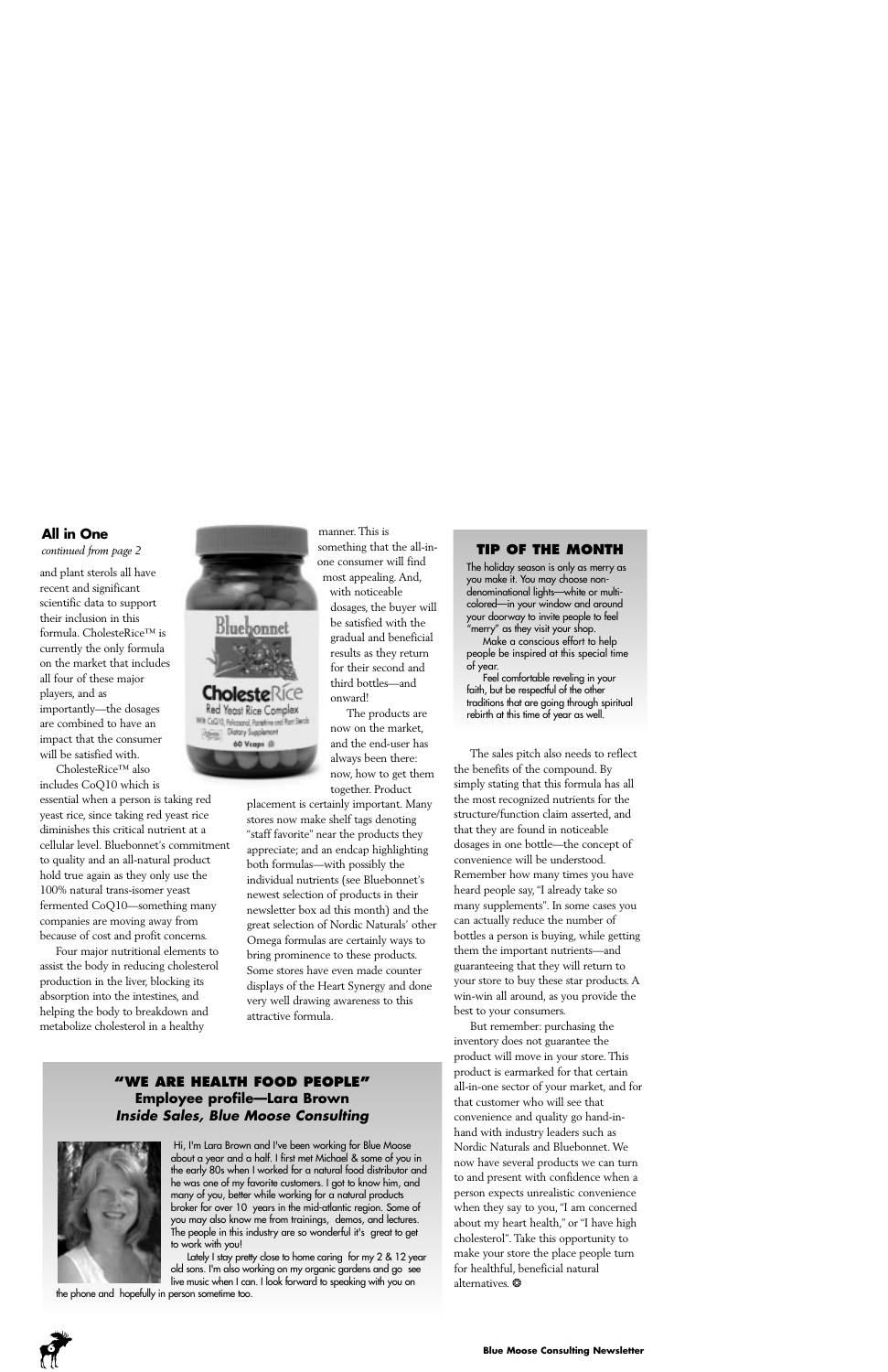## All in One

*continued from page 2*

and plant sterols all have recent and significant scientific data to support their inclusion in this formula. CholesteRice™ is currently the only formula on the market that includes all four of these major players, and as importantly—the dosages are combined to have an impact that the consumer will be satisfied with.

CholesteRice™ also includes CoQ10 which is essential when a person is taking red yeast rice, since taking red yeast rice diminishes this critical nutrient at a cellular level. Bluebonnet's commitment to quality and an all-natural product hold true again as they only use the 100% natural trans-isomer yeast fermented CoQ10—something many companies are moving away from because of cost and profit concerns.

Four major nutritional elements to assist the body in reducing cholesterol production in the liver, blocking its absorption into the intestines, and helping the body to breakdown and metabolize cholesterol in a healthy manner. This is something that the all-in-one consumer will find most appealing. And, with noticeable dosages, the buyer will be satisfied with the gradual and beneficial results as they return for their second and third bottles—and onward!

The products are now on the market, and the end-user has always been there: now, how to get them together. Product placement is certainly important. Many stores now make shelf tags denoting "staff favorite" near the products they appreciate; and an endcap highlighting both formulas—with possibly the individual nutrients (see Bluebonnet's newest selection of products in their newsletter box ad this month) and the great selection of Nordic Naturals' other Omega formulas are certainly ways to bring prominence to these products. Some stores have even made counter displays of the Heart Synergy and done very well drawing awareness to this attractive formula.

The sales pitch also needs to reflect the benefits of the compound. By simply stating that this formula has all the most recognized nutrients for the structure/function claim asserted, and that they are found in noticeable dosages in one bottle—the concept of convenience will be understood. Remember how many times you have heard people say, "I already take so many supplements". In some cases you can actually reduce the number of bottles a person is buying, while getting them the important nutrients—and guaranteeing that they will return to your store to buy these star products. A win-win all around, as you provide the best to your consumers.

But remember: purchasing the inventory does not guarantee the product will move in your store. This product is earmarked for that certain all-in-one sector of your market, and for that customer who will see that convenience and quality go hand-in-hand with industry leaders such as Nordic Naturals and Bluebonnet. We now have several products we can turn to and present with confidence when a person expects unrealistic convenience when they say to you, "I am concerned about my heart health," or "I have high cholesterol". Take this opportunity to make your store the place people turn for healthful, beneficial natural alternatives.

## TIP OF THE MONTH

The holiday season is only as merry as you make it. You may choose non-denominational lights—white or multi-colored—in your window and around your doorway to invite people to feel "merry" as they visit your shop.

Make a conscious effort to help people be inspired at this special time of year.

Feel comfortable reveling in your faith, but be respectful of the other traditions that are going through spiritual rebirth at this time of year as well.

## "WE ARE HEALTH FOOD PEOPLE"

### Employee profile—Lara Brown

### *Inside Sales, Blue Moose Consulting*

Hi, I'm Lara Brown and I've been working for Blue Moose about a year and a half. I first met Michael & some of you in the early 80s when I worked for a natural food distributor and he was one of my favorite customers. I got to know him, and many of you, better while working for a natural products broker for over 10 years in the mid-atlantic region. Some of you may also know me from trainings, demos, and lectures. The people in this industry are so wonderful it's great to get to work with you!

Lately I stay pretty close to home caring for my 2 & 12 year old sons. I'm also working on my organic gardens and go see live music when I can. I look forward to speaking with you on the phone and hopefully in person sometime too.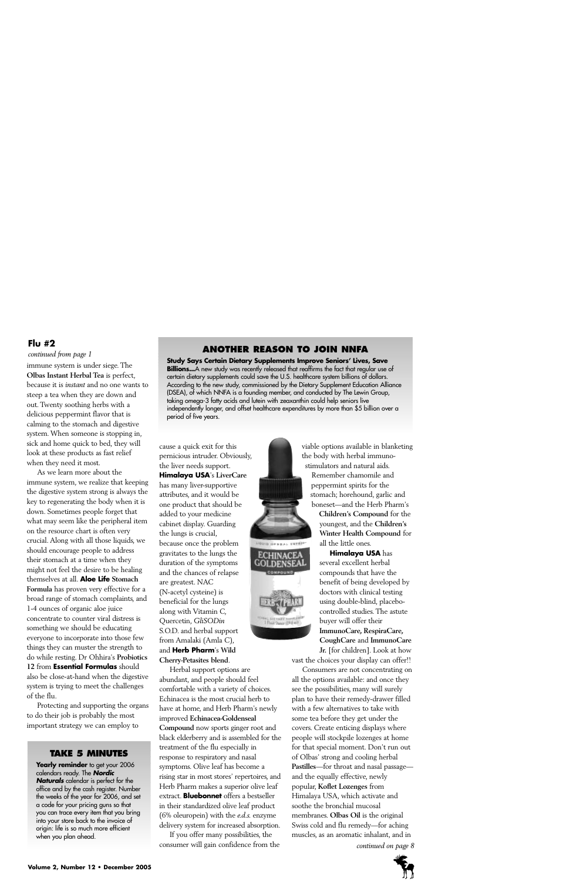## Flu #2

*continued from page 1*

immune system is under siege. The **Olbas Instant Herbal Tea** is perfect, because it is *instant* and no one wants to steep a tea when they are down and out. Twenty soothing herbs with a delicious peppermint flavor that is calming to the stomach and digestive system. When someone is stopping in, sick and home quick to bed, they will look at these products as fast relief when they need it most.

As we learn more about the immune system, we realize that keeping the digestive system strong is always the key to regenerating the body when it is down. Sometimes people forget that what may seem like the peripheral item on the resource chart is often very crucial. Along with all those liquids, we should encourage people to address their stomach at a time when they might not feel the desire to be healing themselves at all. **Aloe Life Stomach Formula** has proven very effective for a broad range of stomach complaints, and 1-4 ounces of organic aloe juice concentrate to counter viral distress is something we should be educating everyone to incorporate into those few things they can muster the strength to do while resting. Dr Ohhira's **Probiotics 12** from **Essential Formulas** should also be close-at-hand when the digestive system is trying to meet the challenges of the flu.

Protecting and supporting the organs to do their job is probably the most important strategy we can employ to cause a quick exit for this pernicious intruder. Obviously, the liver needs support. **Himalaya USA**'s **LiverCare** has many liver-supportive attributes, and it would be one product that should be added to your medicine cabinet display. Guarding the lungs is crucial, because once the problem gravitates to the lungs the duration of the symptoms and the chances of relapse are greatest. NAC (N-acetyl cysteine) is beneficial for the lungs along with Vitamin C, Quercetin, *GliSODin* S.O.D. and herbal support from Amalaki (Amla C), and **Herb Pharm**'s **Wild Cherry-Petasites blend**.

Herbal support options are abundant, and people should feel comfortable with a variety of choices. Echinacea is the most crucial herb to have at home, and Herb Pharm's newly improved **Echinacea-Goldenseal Compound** now sports ginger root and black elderberry and is assembled for the treatment of the flu especially in response to respiratory and nasal symptoms. Olive leaf has become a rising star in most stores' repertoires, and Herb Pharm makes a superior olive leaf extract. **Bluebonnet** offers a bestseller in their standardized olive leaf product (6% oleuropein) with the *e.d.s.* enzyme delivery system for increased absorption.

If you offer many possibilities, the consumer will gain confidence from the viable options available in blanketing the body with herbal immuno-stimulators and natural aids. Remember chamomile and peppermint spirits for the stomach; horehound, garlic and boneset—and the Herb Pharm's **Children's Compound** for the youngest, and the **Children's Winter Health Compound** for all the little ones.

**Himalaya USA** has several excellent herbal compounds that have the benefit of being developed by doctors with clinical testing using double-blind, placebo-controlled studies. The astute buyer will offer their **ImmunoCare, RespiraCare, CoughCare** and **ImmunoCare Jr.** [for children]. Look at how vast the choices your display can offer!!

Consumers are not concentrating on all the options available: and once they see the possibilities, many will surely plan to have their remedy-drawer filled with a few alternatives to take with some tea before they get under the covers. Create enticing displays where people will stockpile lozenges at home for that special moment. Don't run out of Olbas' strong and cooling herbal **Pastilles**—for throat and nasal passage—and the equally effective, newly popular, **Koflet Lozenges** from Himalaya USA, which activate and soothe the bronchial mucosal membranes. **Olbas Oil** is the original Swiss cold and flu remedy—for aching muscles, as an aromatic inhalant, and in

*continued on page 8*

### ANOTHER REASON TO JOIN NNFA

**Study Says Certain Dietary Supplements Improve Seniors' Lives, Save Billions...** A new study was recently released that reaffirms the fact that regular use of certain dietary supplements could save the U.S. healthcare system billions of dollars. According to the new study, commissioned by the Dietary Supplement Education Alliance (DSEA), of which NNFA is a founding member, and conducted by The Lewin Group, taking omega-3 fatty acids and lutein with zeaxanthin could help seniors live independently longer, and offset healthcare expenditures by more than $5 billion over a period of five years.

### TAKE 5 MINUTES

**Yearly reminder** to get your 2006 calendars ready. The ***Nordic Naturals*** calendar is perfect for the office and by the cash register. Number the weeks of the year for 2006, and set a code for your pricing guns so that you can trace every item that you bring into your store back to the invoice of origin: life is so much more efficient when you plan ahead.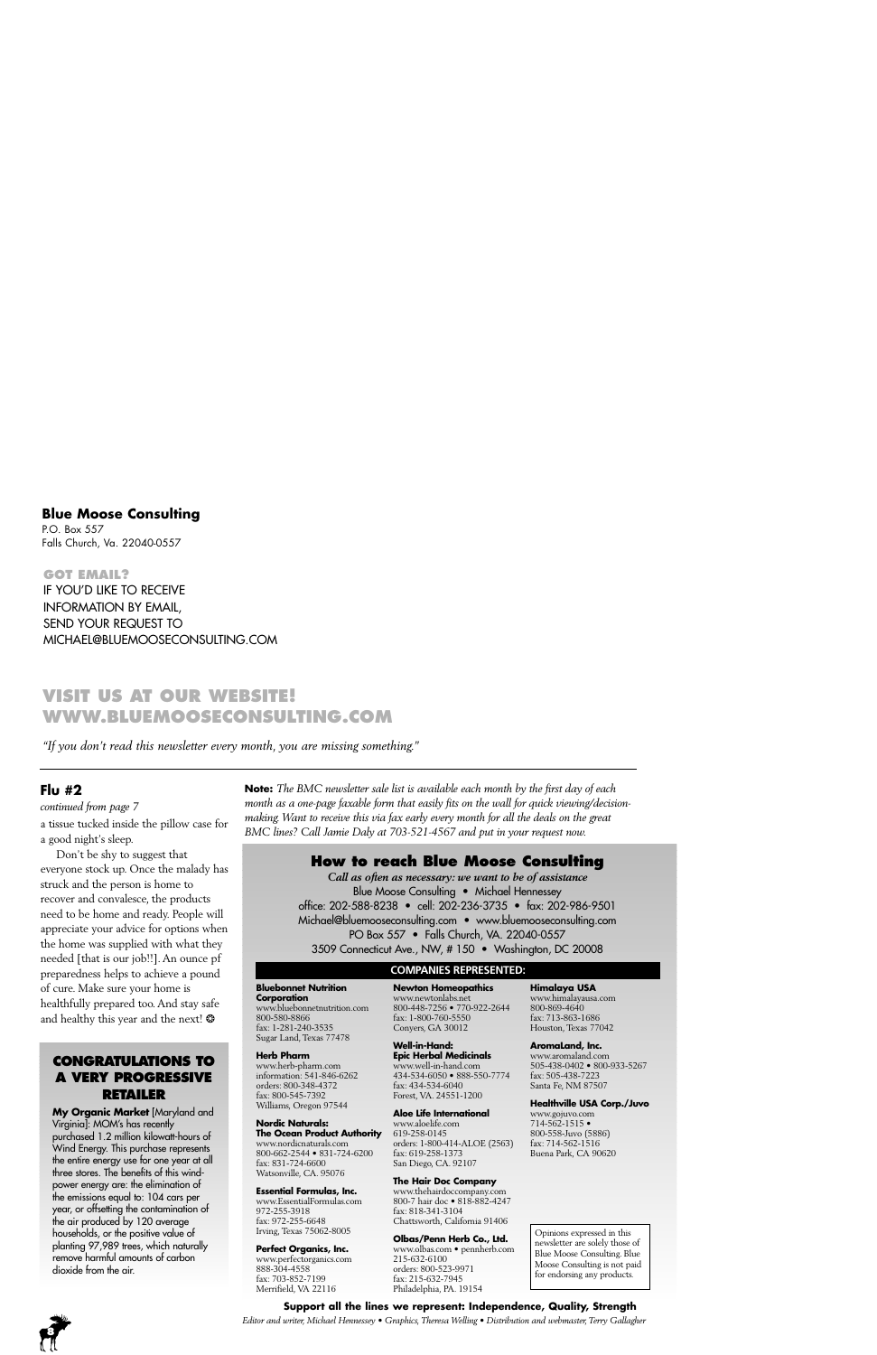**Blue Moose Consulting**
P.O. Box 557
Falls Church, Va. 22040-0557

**GOT EMAIL?**
IF YOU'D LIKE TO RECEIVE INFORMATION BY EMAIL, SEND YOUR REQUEST TO MICHAEL@BLUEMOOSECONSULTING.COM

## VISIT US AT OUR WEBSITE! WWW.BLUEMOOSECONSULTING.COM

*"If you don't read this newsletter every month, you are missing something."*

### Flu #2

*continued from page 7*

a tissue tucked inside the pillow case for a good night's sleep.

Don't be shy to suggest that everyone stock up. Once the malady has struck and the person is home to recover and convalesce, the products need to be home and ready. People will appreciate your advice for options when the home was supplied with what they needed [that is our job!!]. An ounce pf preparedness helps to achieve a pound of cure. Make sure your home is healthfully prepared too. And stay safe and healthy this year and the next! ❂

### CONGRATULATIONS TO A VERY PROGRESSIVE RETAILER

**My Organic Market** [Maryland and Virginia]: MOM's has recently purchased 1.2 million kilowatt-hours of Wind Energy. This purchase represents the entire energy use for one year at all three stores. The benefits of this wind-power energy are: the elimination of the emissions equal to: 104 cars per year, or offsetting the contamination of the air produced by 120 average households, or the positive value of planting 97,989 trees, which naturally remove harmful amounts of carbon dioxide from the air.

**Note:** *The BMC newsletter sale list is available each month by the first day of each month as a one-page faxable form that easily fits on the wall for quick viewing/decision-making. Want to receive this via fax early every month for all the deals on the great BMC lines? Call Jamie Daly at 703-521-4567 and put in your request now.*

### How to reach Blue Moose Consulting

***Call as often as necessary: we want to be of assistance***

Blue Moose Consulting • Michael Hennessey
office: 202-588-8238 • cell: 202-236-3735 • fax: 202-986-9501
Michael@bluemooseconsulting.com • www.bluemooseconsulting.com
PO Box 557 • Falls Church, VA. 22040-0557
3509 Connecticut Ave., NW, # 150 • Washington, DC 20008

**COMPANIES REPRESENTED:**

**Bluebonnet Nutrition Corporation**
www.bluebonnetnutrition.com
800-580-8866
fax: 1-281-240-3535
Sugar Land, Texas 77478

**Herb Pharm**
www.herb-pharm.com
information: 541-846-6262
orders: 800-348-4372
fax: 800-545-7392
Williams, Oregon 97544

**Nordic Naturals: The Ocean Product Authority**
www.nordicnaturals.com
800-662-2544 • 831-724-6200
fax: 831-724-6600
Watsonville, CA. 95076

**Essential Formulas, Inc.**
www.EssentialFormulas.com
972-255-3918
fax: 972-255-6648
Irving, Texas 75062-8005

**Perfect Organics, Inc.**
www.perfectorganics.com
888-304-4558
fax: 703-852-7199
Merrifield, VA 22116

**Newton Homeopathics**
www.newtonlabs.net
800-448-7256 • 770-922-2644
fax: 1-800-760-5550
Conyers, GA 30012

**Well-in-Hand: Epic Herbal Medicinals**
www.well-in-hand.com
434-534-6050 • 888-550-7774
fax: 434-534-6040
Forest, VA. 24551-1200

**Aloe Life International**
www.aloelife.com
619-258-0145
orders: 1-800-414-ALOE (2563)
fax: 619-258-1373
San Diego, CA. 92107

**The Hair Doc Company**
www.thehairdoccompany.com
800-7 hair doc • 818-882-4247
fax: 818-341-3104
Chattsworth, California 91406

**Olbas/Penn Herb Co., Ltd.**
www.olbas.com • pennherb.com
215-632-6100
orders: 800-523-9971
fax: 215-632-7945
Philadelphia, PA. 19154

**Himalaya USA**
www.himalayausa.com
800-869-4640
fax: 713-863-1686
Houston, Texas 77042

**AromaLand, Inc.**
www.aromaland.com
505-438-0402 • 800-933-5267
fax: 505-438-7223
Santa Fe, NM 87507

**Healthville USA Corp./Juvo**
www.gojuvo.com
714-562-1515 •
800-558-Juvo (5886)
fax: 714-562-1516
Buena Park, CA 90620

Opinions expressed in this newsletter are solely those of Blue Moose Consulting. Blue Moose Consulting is not paid for endorsing any products.

**Support all the lines we represent: Independence, Quality, Strength**

*Editor and writer, Michael Hennessey • Graphics, Theresa Welling • Distribution and webmaster, Terry Gallagher*